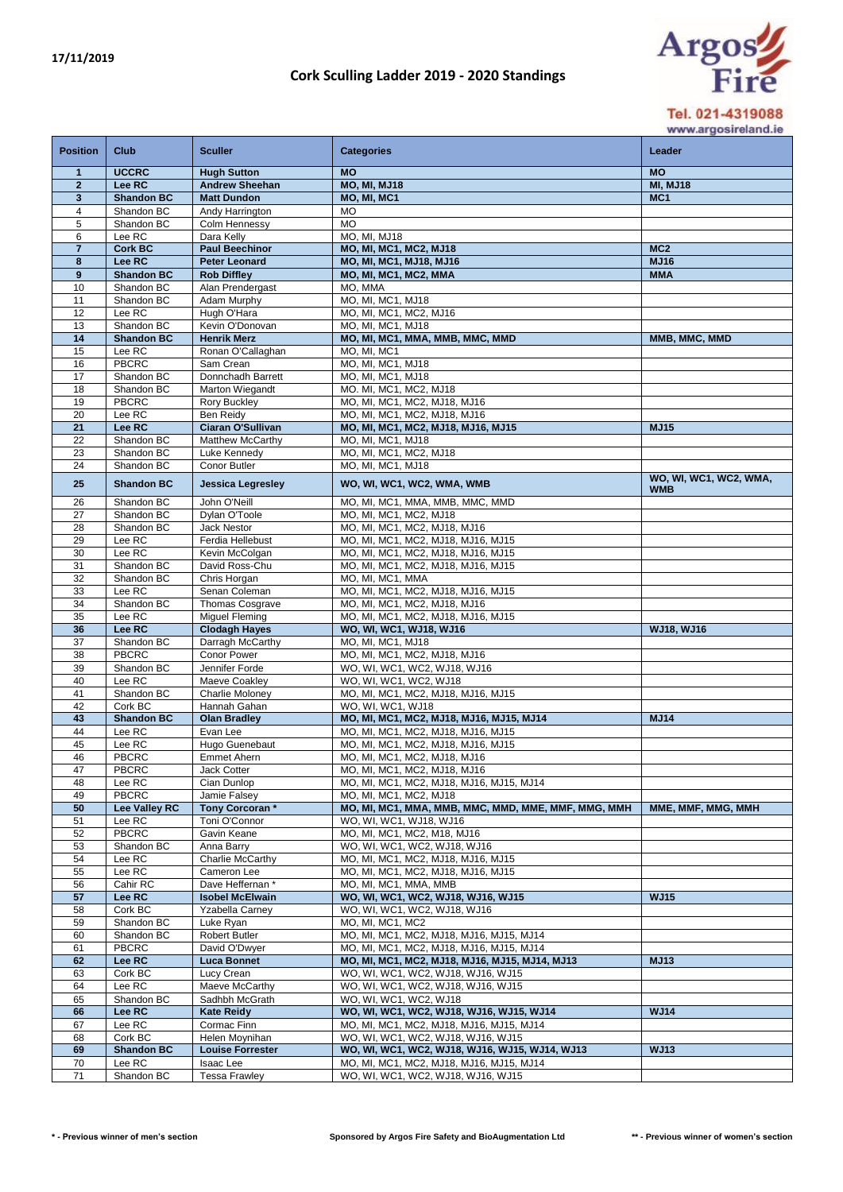17/11/2019

# Cork Sculling Ladder 2019 - 2020 Standings

Tel. 021-4319088
www.argosireland.ie

| Position | Club | Sculler | Categories | Leader |
|---|---|---|---|---|
| **1** | **UCCRC** | **Hugh Sutton** | **MO** | **MO** |
| **2** | **Lee RC** | **Andrew Sheehan** | **MO, MI, MJ18** | **MI, MJ18** |
| **3** | **Shandon BC** | **Matt Dundon** | **MO, MI, MC1** | **MC1** |
| 4 | Shandon BC | Andy Harrington | MO | |
| 5 | Shandon BC | Colm Hennessy | MO | |
| 6 | Lee RC | Dara Kelly | MO, MI, MJ18 | |
| **7** | **Cork BC** | **Paul Beechinor** | **MO, MI, MC1, MC2, MJ18** | **MC2** |
| **8** | **Lee RC** | **Peter Leonard** | **MO, MI, MC1, MJ18, MJ16** | **MJ16** |
| **9** | **Shandon BC** | **Rob Diffley** | **MO, MI, MC1, MC2, MMA** | **MMA** |
| 10 | Shandon BC | Alan Prendergast | MO, MMA | |
| 11 | Shandon BC | Adam Murphy | MO, MI, MC1, MJ18 | |
| 12 | Lee RC | Hugh O'Hara | MO, MI, MC1, MC2, MJ16 | |
| 13 | Shandon BC | Kevin O'Donovan | MO, MI, MC1, MJ18 | |
| **14** | **Shandon BC** | **Henrik Merz** | **MO, MI, MC1, MMA, MMB, MMC, MMD** | **MMB, MMC, MMD** |
| 15 | Lee RC | Ronan O'Callaghan | MO, MI, MC1 | |
| 16 | PBCRC | Sam Crean | MO, MI, MC1, MJ18 | |
| 17 | Shandon BC | Donnchadh Barrett | MO, MI, MC1, MJ18 | |
| 18 | Shandon BC | Marton Wiegandt | MO. MI, MC1, MC2, MJ18 | |
| 19 | PBCRC | Rory Buckley | MO, MI, MC1, MC2, MJ18, MJ16 | |
| 20 | Lee RC | Ben Reidy | MO, MI, MC1, MC2, MJ18, MJ16 | |
| **21** | **Lee RC** | **Ciaran O'Sullivan** | **MO, MI, MC1, MC2, MJ18, MJ16, MJ15** | **MJ15** |
| 22 | Shandon BC | Matthew McCarthy | MO, MI, MC1, MJ18 | |
| 23 | Shandon BC | Luke Kennedy | MO, MI, MC1, MC2, MJ18 | |
| 24 | Shandon BC | Conor Butler | MO, MI, MC1, MJ18 | |
| **25** | **Shandon BC** | **Jessica Legresley** | **WO, WI, WC1, WC2, WMA, WMB** | **WO, WI, WC1, WC2, WMA, WMB** |
| 26 | Shandon BC | John O'Neill | MO, MI, MC1, MMA, MMB, MMC, MMD | |
| 27 | Shandon BC | Dylan O'Toole | MO, MI, MC1, MC2, MJ18 | |
| 28 | Shandon BC | Jack Nestor | MO, MI, MC1, MC2, MJ18, MJ16 | |
| 29 | Lee RC | Ferdia Hellebust | MO, MI, MC1, MC2, MJ18, MJ16, MJ15 | |
| 30 | Lee RC | Kevin McColgan | MO, MI, MC1, MC2, MJ18, MJ16, MJ15 | |
| 31 | Shandon BC | David Ross-Chu | MO, MI, MC1, MC2, MJ18, MJ16, MJ15 | |
| 32 | Shandon BC | Chris Horgan | MO, MI, MC1, MMA | |
| 33 | Lee RC | Senan Coleman | MO, MI, MC1, MC2, MJ18, MJ16, MJ15 | |
| 34 | Shandon BC | Thomas Cosgrave | MO, MI, MC1, MC2, MJ18, MJ16 | |
| 35 | Lee RC | Miguel Fleming | MO, MI, MC1, MC2, MJ18, MJ16, MJ15 | |
| **36** | **Lee RC** | **Clodagh Hayes** | **WO, WI, WC1, WJ18, WJ16** | **WJ18, WJ16** |
| 37 | Shandon BC | Darragh McCarthy | MO, MI, MC1, MJ18 | |
| 38 | PBCRC | Conor Power | MO, MI, MC1, MC2, MJ18, MJ16 | |
| 39 | Shandon BC | Jennifer Forde | WO, WI, WC1, WC2, WJ18, WJ16 | |
| 40 | Lee RC | Maeve Coakley | WO, WI, WC1, WC2, WJ18 | |
| 41 | Shandon BC | Charlie Moloney | MO, MI, MC1, MC2, MJ18, MJ16, MJ15 | |
| 42 | Cork BC | Hannah Gahan | WO, WI, WC1, WJ18 | |
| **43** | **Shandon BC** | **Olan Bradley** | **MO, MI, MC1, MC2, MJ18, MJ16, MJ15, MJ14** | **MJ14** |
| 44 | Lee RC | Evan Lee | MO, MI, MC1, MC2, MJ18, MJ16, MJ15 | |
| 45 | Lee RC | Hugo Guenebaut | MO, MI, MC1, MC2, MJ18, MJ16, MJ15 | |
| 46 | PBCRC | Emmet Ahern | MO, MI, MC1, MC2, MJ18, MJ16 | |
| 47 | PBCRC | Jack Cotter | MO, MI, MC1, MC2, MJ18, MJ16 | |
| 48 | Lee RC | Cian Dunlop | MO, MI, MC1, MC2, MJ18, MJ16, MJ15, MJ14 | |
| 49 | PBCRC | Jamie Falsey | MO, MI, MC1, MC2, MJ18 | |
| **50** | **Lee Valley RC** | **Tony Corcoran \*** | **MO, MI, MC1, MMA, MMB, MMC, MMD, MME, MMF, MMG, MMH** | **MME, MMF, MMG, MMH** |
| 51 | Lee RC | Toni O'Connor | WO, WI, WC1, WJ18, WJ16 | |
| 52 | PBCRC | Gavin Keane | MO, MI, MC1, MC2, M18, MJ16 | |
| 53 | Shandon BC | Anna Barry | WO, WI, WC1, WC2, WJ18, WJ16 | |
| 54 | Lee RC | Charlie McCarthy | MO, MI, MC1, MC2, MJ18, MJ16, MJ15 | |
| 55 | Lee RC | Cameron Lee | MO, MI, MC1, MC2, MJ18, MJ16, MJ15 | |
| 56 | Cahir RC | Dave Heffernan \* | MO, MI, MC1, MMA, MMB | |
| **57** | **Lee RC** | **Isobel McElwain** | **WO, WI, WC1, WC2, WJ18, WJ16, WJ15** | **WJ15** |
| 58 | Cork BC | Yzabella Carney | WO, WI, WC1, WC2, WJ18, WJ16 | |
| 59 | Shandon BC | Luke Ryan | MO, MI, MC1, MC2 | |
| 60 | Shandon BC | Robert Butler | MO, MI, MC1, MC2, MJ18, MJ16, MJ15, MJ14 | |
| 61 | PBCRC | David O'Dwyer | MO, MI, MC1, MC2, MJ18, MJ16, MJ15, MJ14 | |
| **62** | **Lee RC** | **Luca Bonnet** | **MO, MI, MC1, MC2, MJ18, MJ16, MJ15, MJ14, MJ13** | **MJ13** |
| 63 | Cork BC | Lucy Crean | WO, WI, WC1, WC2, WJ18, WJ16, WJ15 | |
| 64 | Lee RC | Maeve McCarthy | WO, WI, WC1, WC2, WJ18, WJ16, WJ15 | |
| 65 | Shandon BC | Sadhbh McGrath | WO, WI, WC1, WC2, WJ18 | |
| **66** | **Lee RC** | **Kate Reidy** | **WO, WI, WC1, WC2, WJ18, WJ16, WJ15, WJ14** | **WJ14** |
| 67 | Lee RC | Cormac Finn | MO, MI, MC1, MC2, MJ18, MJ16, MJ15, MJ14 | |
| 68 | Cork BC | Helen Moynihan | WO, WI, WC1, WC2, WJ18, WJ16, WJ15 | |
| **69** | **Shandon BC** | **Louise Forrester** | **WO, WI, WC1, WC2, WJ18, WJ16, WJ15, WJ14, WJ13** | **WJ13** |
| 70 | Lee RC | Isaac Lee | MO, MI, MC1, MC2, MJ18, MJ16, MJ15, MJ14 | |
| 71 | Shandon BC | Tessa Frawley | WO, WI, WC1, WC2, WJ18, WJ16, WJ15 | |

\* - Previous winner of men's section

Sponsored by Argos Fire Safety and BioAugmentation Ltd

\*\* - Previous winner of women's section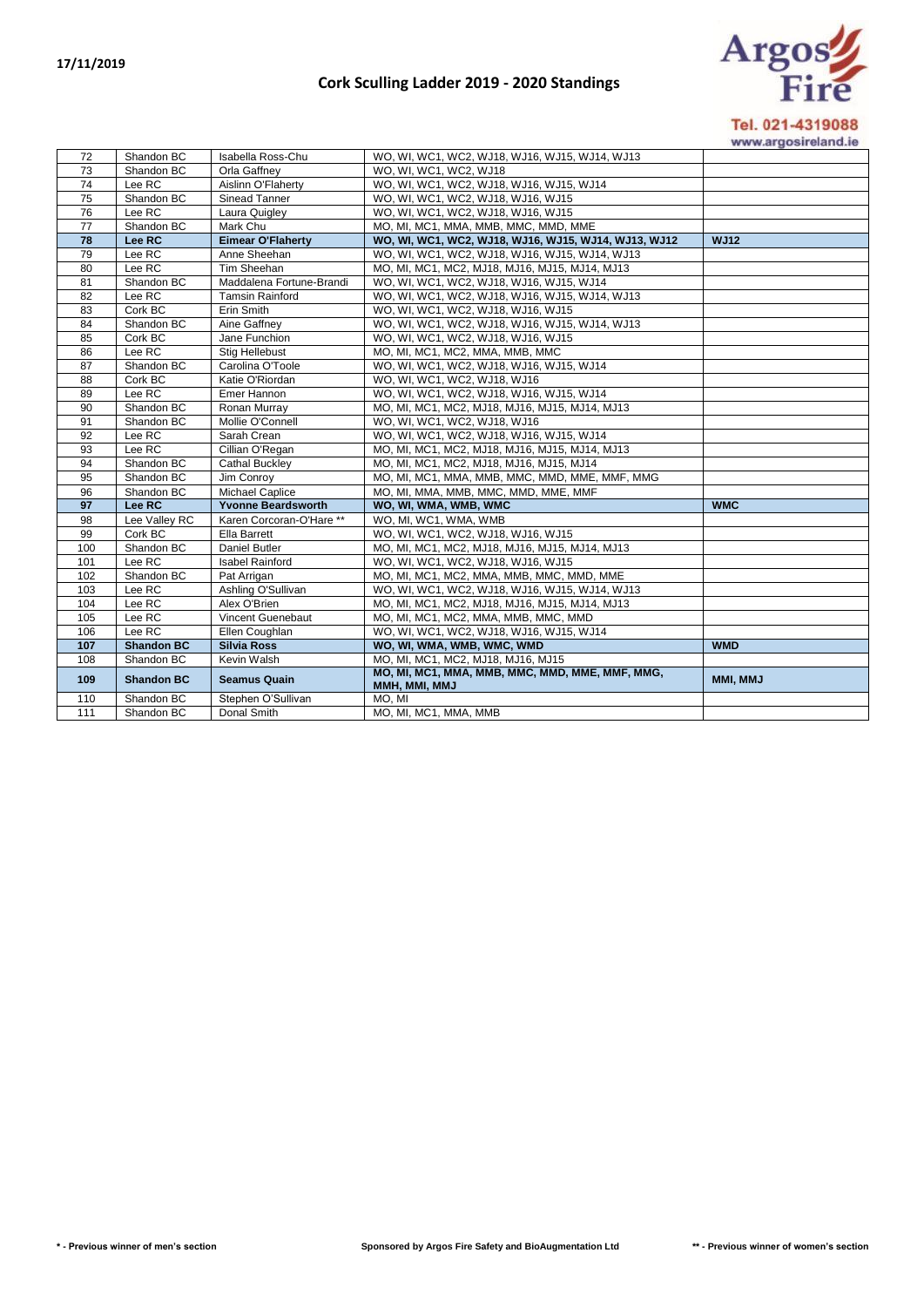17/11/2019

# Cork Sculling Ladder 2019 - 2020 Standings

Argos Fire
Tel. 021-4319088
www.argosireland.ie

| | | | | |
|---|---|---|---|---|
| 72 | Shandon BC | Isabella Ross-Chu | WO, WI, WC1, WC2, WJ18, WJ16, WJ15, WJ14, WJ13 | |
| 73 | Shandon BC | Orla Gaffney | WO, WI, WC1, WC2, WJ18 | |
| 74 | Lee RC | Aislinn O'Flaherty | WO, WI, WC1, WC2, WJ18, WJ16, WJ15, WJ14 | |
| 75 | Shandon BC | Sinead Tanner | WO, WI, WC1, WC2, WJ18, WJ16, WJ15 | |
| 76 | Lee RC | Laura Quigley | WO, WI, WC1, WC2, WJ18, WJ16, WJ15 | |
| 77 | Shandon BC | Mark Chu | MO, MI, MC1, MMA, MMB, MMC, MMD, MME | |
| **78** | **Lee RC** | **Eimear O'Flaherty** | **WO, WI, WC1, WC2, WJ18, WJ16, WJ15, WJ14, WJ13, WJ12** | **WJ12** |
| 79 | Lee RC | Anne Sheehan | WO, WI, WC1, WC2, WJ18, WJ16, WJ15, WJ14, WJ13 | |
| 80 | Lee RC | Tim Sheehan | MO, MI, MC1, MC2, MJ18, MJ16, MJ15, MJ14, MJ13 | |
| 81 | Shandon BC | Maddalena Fortune-Brandi | WO, WI, WC1, WC2, WJ18, WJ16, WJ15, WJ14 | |
| 82 | Lee RC | Tamsin Rainford | WO, WI, WC1, WC2, WJ18, WJ16, WJ15, WJ14, WJ13 | |
| 83 | Cork BC | Erin Smith | WO, WI, WC1, WC2, WJ18, WJ16, WJ15 | |
| 84 | Shandon BC | Aine Gaffney | WO, WI, WC1, WC2, WJ18, WJ16, WJ15, WJ14, WJ13 | |
| 85 | Cork BC | Jane Funchion | WO, WI, WC1, WC2, WJ18, WJ16, WJ15 | |
| 86 | Lee RC | Stig Hellebust | MO, MI, MC1, MC2, MMA, MMB, MMC | |
| 87 | Shandon BC | Carolina O'Toole | WO, WI, WC1, WC2, WJ18, WJ16, WJ15, WJ14 | |
| 88 | Cork BC | Katie O'Riordan | WO, WI, WC1, WC2, WJ18, WJ16 | |
| 89 | Lee RC | Emer Hannon | WO, WI, WC1, WC2, WJ18, WJ16, WJ15, WJ14 | |
| 90 | Shandon BC | Ronan Murray | MO, MI, MC1, MC2, MJ18, MJ16, MJ15, MJ14, MJ13 | |
| 91 | Shandon BC | Mollie O'Connell | WO, WI, WC1, WC2, WJ18, WJ16 | |
| 92 | Lee RC | Sarah Crean | WO, WI, WC1, WC2, WJ18, WJ16, WJ15, WJ14 | |
| 93 | Lee RC | Cillian O'Regan | MO, MI, MC1, MC2, MJ18, MJ16, MJ15, MJ14, MJ13 | |
| 94 | Shandon BC | Cathal Buckley | MO, MI, MC1, MC2, MJ18, MJ16, MJ15, MJ14 | |
| 95 | Shandon BC | Jim Conroy | MO, MI, MC1, MMA, MMB, MMC, MMD, MME, MMF, MMG | |
| 96 | Shandon BC | Michael Caplice | MO, MI, MMA, MMB, MMC, MMD, MME, MMF | |
| **97** | **Lee RC** | **Yvonne Beardsworth** | **WO, WI, WMA, WMB, WMC** | **WMC** |
| 98 | Lee Valley RC | Karen Corcoran-O'Hare ** | WO, MI, WC1, WMA, WMB | |
| 99 | Cork BC | Ella Barrett | WO, WI, WC1, WC2, WJ18, WJ16, WJ15 | |
| 100 | Shandon BC | Daniel Butler | MO, MI, MC1, MC2, MJ18, MJ16, MJ15, MJ14, MJ13 | |
| 101 | Lee RC | Isabel Rainford | WO, WI, WC1, WC2, WJ18, WJ16, WJ15 | |
| 102 | Shandon BC | Pat Arrigan | MO, MI, MC1, MC2, MMA, MMB, MMC, MMD, MME | |
| 103 | Lee RC | Ashling O'Sullivan | WO, WI, WC1, WC2, WJ18, WJ16, WJ15, WJ14, WJ13 | |
| 104 | Lee RC | Alex O'Brien | MO, MI, MC1, MC2, MJ18, MJ16, MJ15, MJ14, MJ13 | |
| 105 | Lee RC | Vincent Guenebaut | MO, MI, MC1, MC2, MMA, MMB, MMC, MMD | |
| 106 | Lee RC | Ellen Coughlan | WO, WI, WC1, WC2, WJ18, WJ16, WJ15, WJ14 | |
| **107** | **Shandon BC** | **Silvia Ross** | **WO, WI, WMA, WMB, WMC, WMD** | **WMD** |
| 108 | Shandon BC | Kevin Walsh | MO, MI, MC1, MC2, MJ18, MJ16, MJ15 | |
| **109** | **Shandon BC** | **Seamus Quain** | **MO, MI, MC1, MMA, MMB, MMC, MMD, MME, MMF, MMG, MMH, MMI, MMJ** | **MMI, MMJ** |
| 110 | Shandon BC | Stephen O'Sullivan | MO, MI | |
| 111 | Shandon BC | Donal Smith | MO, MI, MC1, MMA, MMB | |

**\* - Previous winner of men's section** | **Sponsored by Argos Fire Safety and BioAugmentation Ltd** | **\*\* - Previous winner of women's section**